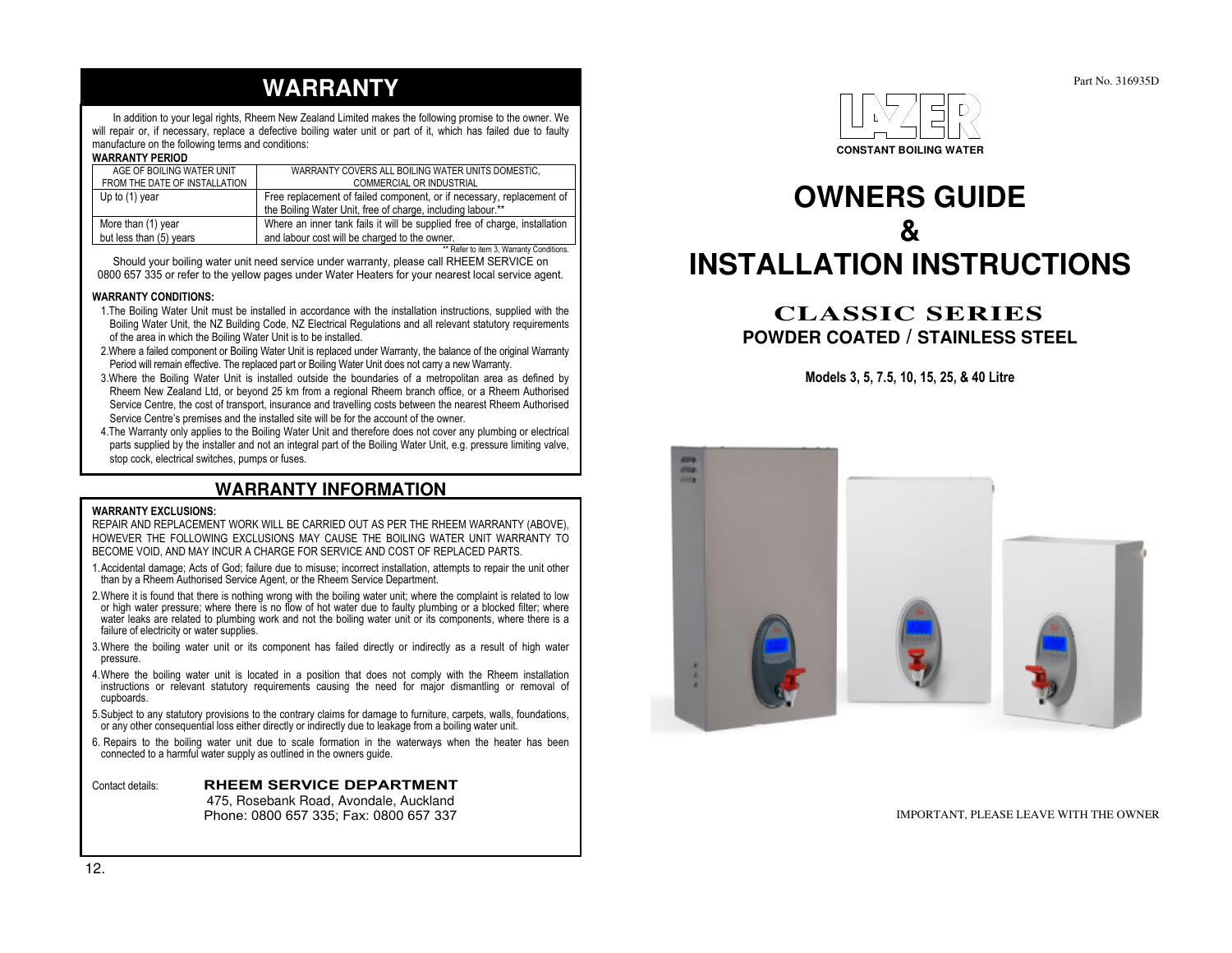# WARRANTY

In addition to your legal rights, Rheem New Zealand Limited makes the following promise to the owner. We will repair or, if necessary, replace a defective boiling water unit or part of it, which has failed due to faulty manufacture on the following terms and conditions:

**WARRANTY PERIOD**

| AGE OF BOILING WATER UNIT FROM THE DATE OF INSTALLATION | WARRANTY COVERS ALL BOILING WATER UNITS DOMESTIC, COMMERCIAL OR INDUSTRIAL |
|---|---|
| Up to (1) year | Free replacement of failed component, or if necessary, replacement of the Boiling Water Unit, free of charge, including labour.** |
| More than (1) year but less than (5) years | Where an inner tank fails it will be supplied free of charge, installation and labour cost will be charged to the owner. |

** Refer to item 3, Warranty Conditions.

Should your boiling water unit need service under warranty, please call RHEEM SERVICE on 0800 657 335 or refer to the yellow pages under Water Heaters for your nearest local service agent.

**WARRANTY CONDITIONS:**

1. The Boiling Water Unit must be installed in accordance with the installation instructions, supplied with the Boiling Water Unit, the NZ Building Code, NZ Electrical Regulations and all relevant statutory requirements of the area in which the Boiling Water Unit is to be installed.
2. Where a failed component or Boiling Water Unit is replaced under Warranty, the balance of the original Warranty Period will remain effective. The replaced part or Boiling Water Unit does not carry a new Warranty.
3. Where the Boiling Water Unit is installed outside the boundaries of a metropolitan area as defined by Rheem New Zealand Ltd, or beyond 25 km from a regional Rheem branch office, or a Rheem Authorised Service Centre, the cost of transport, insurance and travelling costs between the nearest Rheem Authorised Service Centre's premises and the installed site will be for the account of the owner.
4. The Warranty only applies to the Boiling Water Unit and therefore does not cover any plumbing or electrical parts supplied by the installer and not an integral part of the Boiling Water Unit, e.g. pressure limiting valve, stop cock, electrical switches, pumps or fuses.

## WARRANTY INFORMATION

**WARRANTY EXCLUSIONS:**

REPAIR AND REPLACEMENT WORK WILL BE CARRIED OUT AS PER THE RHEEM WARRANTY (ABOVE), HOWEVER THE FOLLOWING EXCLUSIONS MAY CAUSE THE BOILING WATER UNIT WARRANTY TO BECOME VOID, AND MAY INCUR A CHARGE FOR SERVICE AND COST OF REPLACED PARTS.

1. Accidental damage; Acts of God; failure due to misuse; incorrect installation, attempts to repair the unit other than by a Rheem Authorised Service Agent, or the Rheem Service Department.
2. Where it is found that there is nothing wrong with the boiling water unit; where the complaint is related to low or high water pressure; where there is no flow of hot water due to faulty plumbing or a blocked filter; where water leaks are related to plumbing work and not the boiling water unit or its components, where there is a failure of electricity or water supplies.
3. Where the boiling water unit or its component has failed directly or indirectly as a result of high water pressure.
4. Where the boiling water unit is located in a position that does not comply with the Rheem installation instructions or relevant statutory requirements causing the need for major dismantling or removal of cupboards.
5. Subject to any statutory provisions to the contrary claims for damage to furniture, carpets, walls, foundations, or any other consequential loss either directly or indirectly due to leakage from a boiling water unit.
6. Repairs to the boiling water unit due to scale formation in the waterways when the heater has been connected to a harmful water supply as outlined in the owners guide.

Contact details: **RHEEM SERVICE DEPARTMENT**
475, Rosebank Road, Avondale, Auckland
Phone: 0800 657 335; Fax: 0800 657 337

Part No. 316935D

LAZER
CONSTANT BOILING WATER

# OWNERS GUIDE & INSTALLATION INSTRUCTIONS

## CLASSIC SERIES

### POWDER COATED / STAINLESS STEEL

**Models 3, 5, 7.5, 10, 15, 25, & 40 Litre**

IMPORTANT, PLEASE LEAVE WITH THE OWNER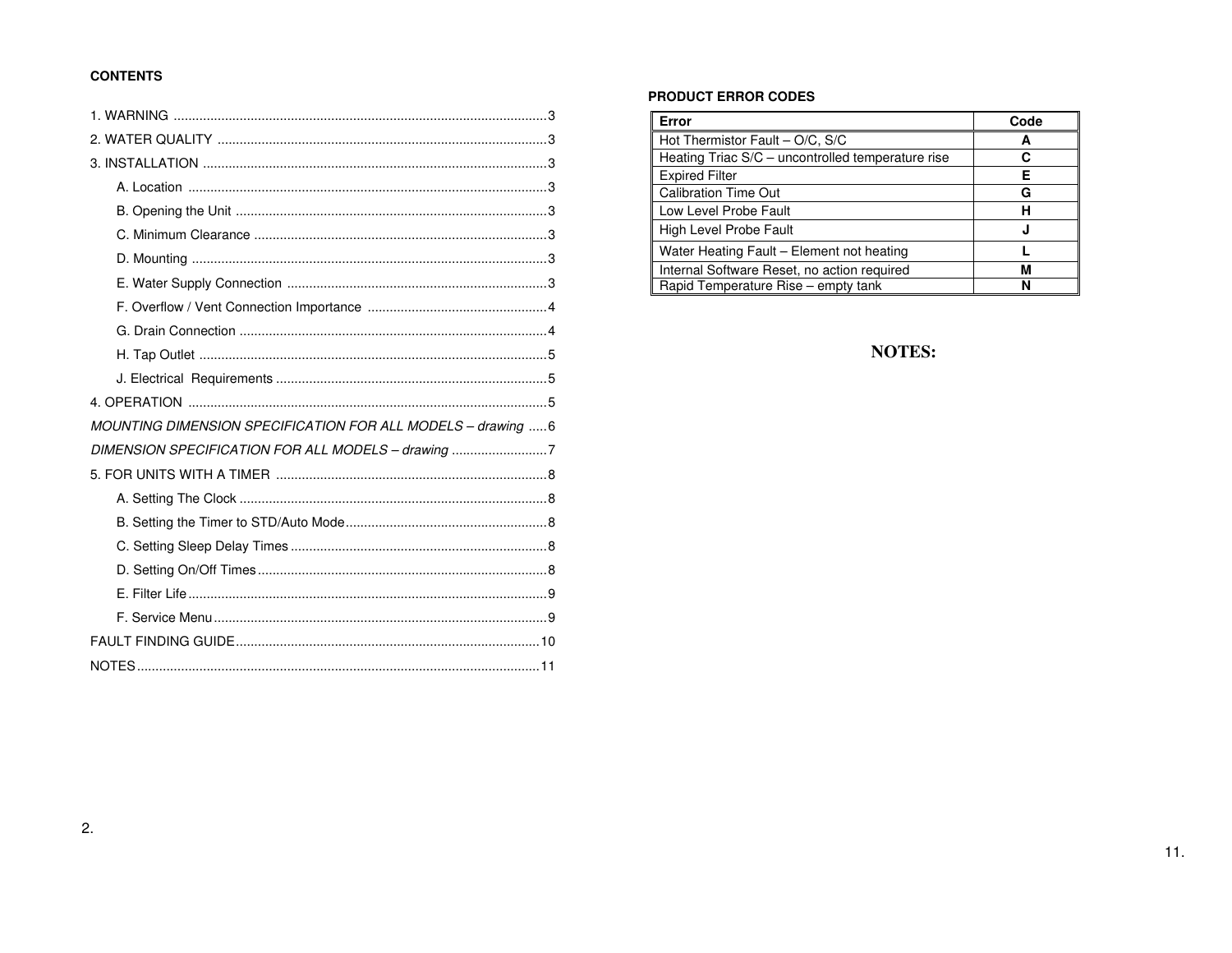**CONTENTS**

1. WARNING ....................................................................................................3
2. WATER QUALITY .........................................................................................3
3. INSTALLATION ............................................................................................3
   - A. Location ................................................................................................3
   - B. Opening the Unit ....................................................................................3
   - C. Minimum Clearance ...............................................................................3
   - D. Mounting ...............................................................................................3
   - E. Water Supply Connection ......................................................................3
   - F. Overflow / Vent Connection Importance ................................................4
   - G. Drain Connection ..................................................................................4
   - H. Tap Outlet .............................................................................................5
   - J. Electrical Requirements .........................................................................5
4. OPERATION ................................................................................................5

*MOUNTING DIMENSION SPECIFICATION FOR ALL MODELS – drawing* .....6

*DIMENSION SPECIFICATION FOR ALL MODELS – drawing* ..........................7

5. FOR UNITS WITH A TIMER .........................................................................8
   - A. Setting The Clock ...................................................................................8
   - B. Setting the Timer to STD/Auto Mode......................................................8
   - C. Setting Sleep Delay Times .....................................................................8
   - D. Setting On/Off Times..............................................................................8
   - E. Filter Life................................................................................................9
   - F. Service Menu..........................................................................................9

FAULT FINDING GUIDE..................................................................................10

NOTES............................................................................................................11

**PRODUCT ERROR CODES**

| Error | Code |
|---|---|
| Hot Thermistor Fault – O/C, S/C | **A** |
| Heating Triac S/C – uncontrolled temperature rise | **C** |
| Expired Filter | **E** |
| Calibration Time Out | **G** |
| Low Level Probe Fault | **H** |
| High Level Probe Fault | **J** |
| Water Heating Fault – Element not heating | **L** |
| Internal Software Reset, no action required | **M** |
| Rapid Temperature Rise – empty tank | **N** |

**NOTES:**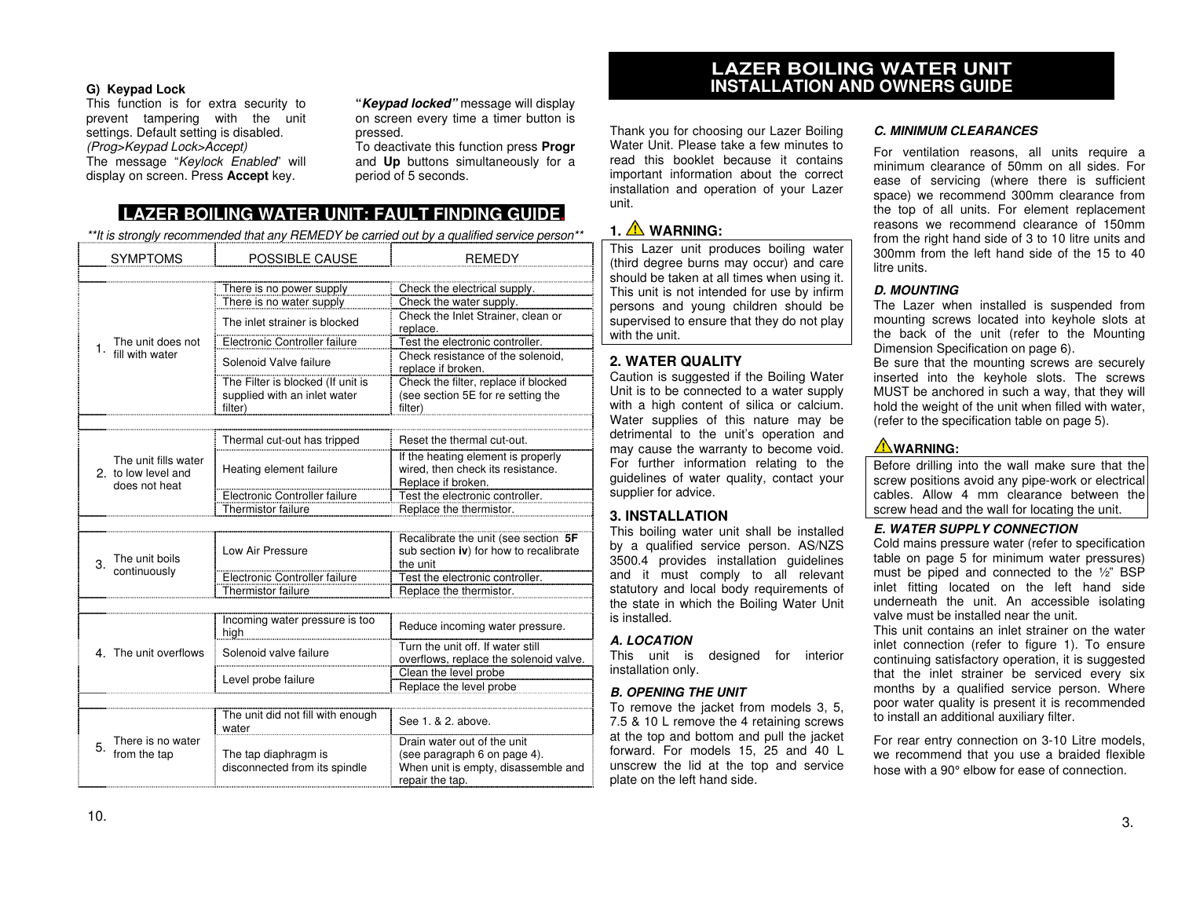### G) Keypad Lock

This function is for extra security to prevent tampering with the unit settings. Default setting is disabled.
*(Prog>Keypad Lock>Accept)*
The message "*Keylock Enabled*" will display on screen. Press **Accept** key.

**"*Keypad locked"*** message will display on screen every time a timer button is pressed.
To deactivate this function press **Progr** and **Up** buttons simultaneously for a period of 5 seconds.

## LAZER BOILING WATER UNIT: FAULT FINDING GUIDE

*\*\*It is strongly recommended that any REMEDY be carried out by a qualified service person\*\**

| SYMPTOMS | POSSIBLE CAUSE | REMEDY |
|---|---|---|
| 1. The unit does not fill with water | There is no power supply | Check the electrical supply. |
| | There is no water supply | Check the water supply. |
| | The inlet strainer is blocked | Check the Inlet Strainer, clean or replace. |
| | Electronic Controller failure | Test the electronic controller. |
| | Solenoid Valve failure | Check resistance of the solenoid, replace if broken. |
| | The Filter is blocked (If unit is supplied with an inlet water filter) | Check the filter, replace if blocked (see section 5E for re setting the filter) |
| 2. The unit fills water to low level and does not heat | Thermal cut-out has tripped | Reset the thermal cut-out. |
| | Heating element failure | If the heating element is properly wired, then check its resistance. Replace if broken. |
| | Electronic Controller failure | Test the electronic controller. |
| | Thermistor failure | Replace the thermistor. |
| 3. The unit boils continuously | Low Air Pressure | Recalibrate the unit (see section **5F** sub section **iv**) for how to recalibrate the unit |
| | Electronic Controller failure | Test the electronic controller. |
| | Thermistor failure | Replace the thermistor. |
| 4. The unit overflows | Incoming water pressure is too high | Reduce incoming water pressure. |
| | Solenoid valve failure | Turn the unit off. If water still overflows, replace the solenoid valve. |
| | Level probe failure | Clean the level probe |
| | | Replace the level probe |
| 5. There is no water from the tap | The unit did not fill with enough water | See 1. & 2. above. |
| | The tap diaphragm is disconnected from its spindle | Drain water out of the unit (see paragraph 6 on page 4). When unit is empty, disassemble and repair the tap. |

# LAZER BOILING WATER UNIT
## INSTALLATION AND OWNERS GUIDE

Thank you for choosing our Lazer Boiling Water Unit. Please take a few minutes to read this booklet because it contains important information about the correct installation and operation of your Lazer unit.

### 1. ⚠ WARNING:

This Lazer unit produces boiling water (third degree burns may occur) and care should be taken at all times when using it. This unit is not intended for use by infirm persons and young children should be supervised to ensure that they do not play with the unit.

### 2. WATER QUALITY

Caution is suggested if the Boiling Water Unit is to be connected to a water supply with a high content of silica or calcium. Water supplies of this nature may be detrimental to the unit's operation and may cause the warranty to become void. For further information relating to the guidelines of water quality, contact your supplier for advice.

### 3. INSTALLATION

This boiling water unit shall be installed by a qualified service person. AS/NZS 3500.4 provides installation guidelines and it must comply to all relevant statutory and local body requirements of the state in which the Boiling Water Unit is installed.

#### *A. LOCATION*

This unit is designed for interior installation only.

#### *B. OPENING THE UNIT*

To remove the jacket from models 3, 5, 7.5 & 10 L remove the 4 retaining screws at the top and bottom and pull the jacket forward. For models 15, 25 and 40 L unscrew the lid at the top and service plate on the left hand side.

#### *C. MINIMUM CLEARANCES*

For ventilation reasons, all units require a minimum clearance of 50mm on all sides. For ease of servicing (where there is sufficient space) we recommend 300mm clearance from the top of all units. For element replacement reasons we recommend clearance of 150mm from the right hand side of 3 to 10 litre units and 300mm from the left hand side of the 15 to 40 litre units.

#### *D. MOUNTING*

The Lazer when installed is suspended from mounting screws located into keyhole slots at the back of the unit (refer to the Mounting Dimension Specification on page 6).
Be sure that the mounting screws are securely inserted into the keyhole slots. The screws MUST be anchored in such a way, that they will hold the weight of the unit when filled with water, (refer to the specification table on page 5).

**⚠WARNING:**

Before drilling into the wall make sure that the screw positions avoid any pipe-work or electrical cables. Allow 4 mm clearance between the screw head and the wall for locating the unit.

#### *E. WATER SUPPLY CONNECTION*

Cold mains pressure water (refer to specification table on page 5 for minimum water pressures) must be piped and connected to the ½" BSP inlet fitting located on the left hand side underneath the unit. An accessible isolating valve must be installed near the unit.
This unit contains an inlet strainer on the water inlet connection (refer to figure 1). To ensure continuing satisfactory operation, it is suggested that the inlet strainer be serviced every six months by a qualified service person. Where poor water quality is present it is recommended to install an additional auxiliary filter.

For rear entry connection on 3-10 Litre models, we recommend that you use a braided flexible hose with a 90° elbow for ease of connection.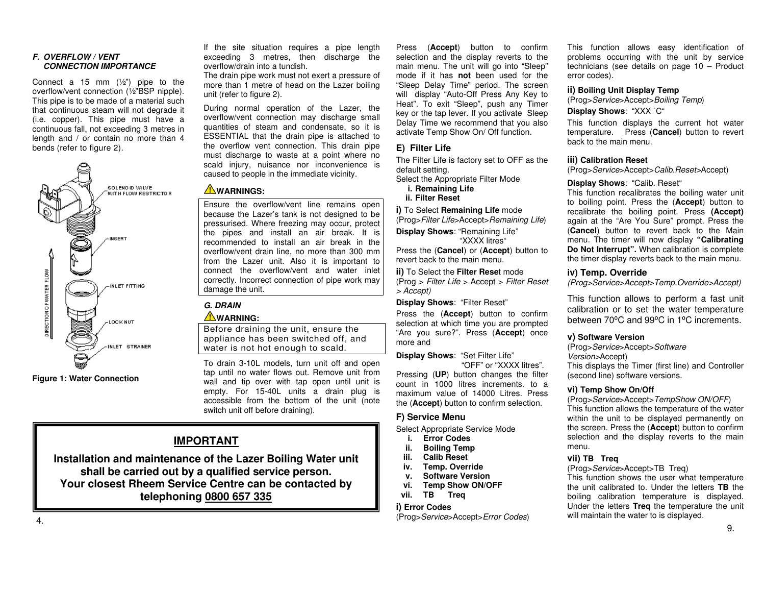### *F. OVERFLOW / VENT CONNECTION IMPORTANCE*

Connect a 15 mm (½") pipe to the overflow/vent connection (½"BSP nipple). This pipe is to be made of a material such that continuous steam will not degrade it (i.e. copper). This pipe must have a continuous fall, not exceeding 3 metres in length and / or contain no more than 4 bends (refer to figure 2).

**Figure 1: Water Connection**

If the site situation requires a pipe length exceeding 3 metres, then discharge the overflow/drain into a tundish.

The drain pipe work must not exert a pressure of more than 1 metre of head on the Lazer boiling unit (refer to figure 2).

During normal operation of the Lazer, the overflow/vent connection may discharge small quantities of steam and condensate, so it is ESSENTIAL that the drain pipe is attached to the overflow vent connection. This drain pipe must discharge to waste at a point where no scald injury, nuisance nor inconvenience is caused to people in the immediate vicinity.

⚠**WARNINGS:**

Ensure the overflow/vent line remains open because the Lazer's tank is not designed to be pressurised. Where freezing may occur, protect the pipes and install an air break. It is recommended to install an air break in the overflow/vent drain line, no more than 300 mm from the Lazer unit. Also it is important to connect the overflow/vent and water inlet correctly. Incorrect connection of pipe work may damage the unit.

### *G. DRAIN*

⚠**WARNING:**

Before draining the unit, ensure the appliance has been switched off, and water is not hot enough to scald.

To drain 3-10L models, turn unit off and open tap until no water flows out. Remove unit from wall and tip over with tap open until unit is empty. For 15-40L units a drain plug is accessible from the bottom of the unit (note switch unit off before draining).

## IMPORTANT

**Installation and maintenance of the Lazer Boiling Water unit shall be carried out by a qualified service person. Your closest Rheem Service Centre can be contacted by telephoning 0800 657 335**

Press (**Accept**) button to confirm selection and the display reverts to the main menu. The unit will go into "Sleep" mode if it has **not** been used for the "Sleep Delay Time" period. The screen will display "Auto-Off Press Any Key to Heat". To exit "Sleep", push any Timer key or the tap lever. If you activate Sleep Delay Time we recommend that you also activate Temp Show On/ Off function.

## E) Filter Life

The Filter Life is factory set to OFF as the default setting.

Select the Appropriate Filter Mode

- **i. Remaining Life**
- **ii. Filter Reset**

**i)** To Select **Remaining Life** mode
(Prog>*Filter Life*>Accept>*Remaining Life*)

**Display Shows**: "Remaining Life"
"XXXX litres"

Press the (**Cancel**) or (**Accept**) button to revert back to the main menu.

**ii)** To Select the **Filter Rese**t mode
(Prog > *Filter Life* > Accept > *Filter Reset > Accept)*

**Display Shows**: "Filter Reset"

Press the (**Accept**) button to confirm selection at which time you are prompted "Are you sure?". Press (**Accept**) once more and

**Display Shows**: "Set Filter Life"
"OFF" or "XXXX litres".

Pressing (**UP**) button changes the filter count in 1000 litres increments. to a maximum value of 14000 Litres. Press the (**Accept**) button to confirm selection.

## F) Service Menu

Select Appropriate Service Mode

- **i. Error Codes**
- **ii. Boiling Temp**
- **iii. Calib Reset**
- **iv. Temp. Override**
- **v. Software Version**
- **vi. Temp Show ON/OFF**
- **vii. TB Treq**

**i) Error Codes**
(Prog>*Service*>Accept>*Error Codes*)

This function allows easy identification of problems occurring with the unit by service technicians (see details on page 10 – Product error codes).

**ii) Boiling Unit Display Temp**
(Prog>*Service*>Accept>*Boiling Temp*)

**Display Shows**: "XXX ˚C"

This function displays the current hot water temperature. Press (**Cancel**) button to revert back to the main menu.

**iii) Calibration Reset**
(Prog>*Service*>Accept>*Calib.Reset*>Accept)

**Display Shows**: "Calib. Reset"

This function recalibrates the boiling water unit to boiling point. Press the (**Accept**) button to recalibrate the boiling point. Press **(Accept)** again at the "Are You Sure" prompt. Press the (**Cancel**) button to revert back to the Main menu. The timer will now display **"Calibrating Do Not Interrupt".** When calibration is complete the timer display reverts back to the main menu.

**iv) Temp. Override**
*(Prog>Service>Accept>Temp.Override>Accept)*

This function allows to perform a fast unit calibration or to set the water temperature between 70ºC and 99ºC in 1ºC increments.

**v) Software Version**
(Prog>*Service*>Accept>*Software Version*>Accept)

This displays the Timer (first line) and Controller (second line) software versions.

**vi) Temp Show On/Off**
(Prog>*Service*>Accept>*TempShow ON/OFF*)

This function allows the temperature of the water within the unit to be displayed permanently on the screen. Press the (**Accept**) button to confirm selection and the display reverts to the main menu.

**vii) TB Treq**
(Prog>*Service*>Accept>TB Treq)

This function shows the user what temperature the unit calibrated to. Under the letters **TB** the boiling calibration temperature is displayed. Under the letters **Treq** the temperature the unit will maintain the water to is displayed.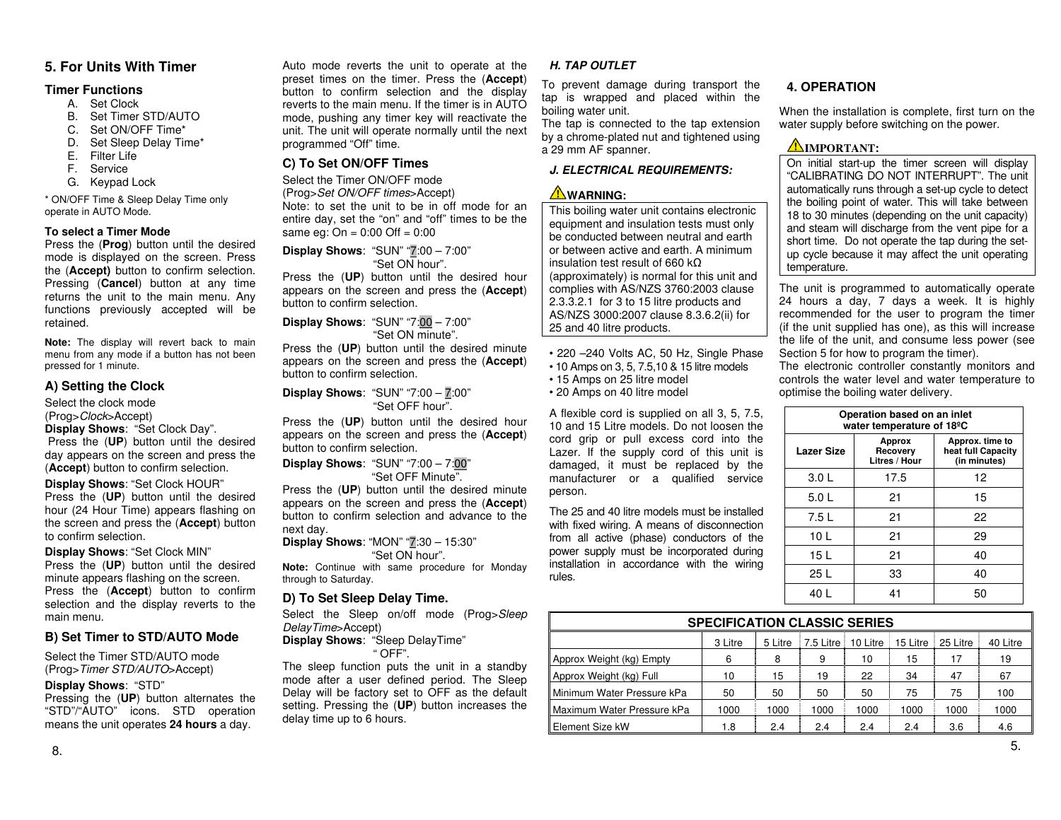## 5. For Units With Timer

### Timer Functions

A. Set Clock
B. Set Timer STD/AUTO
C. Set ON/OFF Time*
D. Set Sleep Delay Time*
E. Filter Life
F. Service
G. Keypad Lock

* ON/OFF Time & Sleep Delay Time only operate in AUTO Mode.

**To select a Timer Mode**

Press the (**Prog**) button until the desired mode is displayed on the screen. Press the (**Accept)** button to confirm selection. Pressing (**Cancel**) button at any time returns the unit to the main menu. Any functions previously accepted will be retained.

**Note:** The display will revert back to main menu from any mode if a button has not been pressed for 1 minute.

### A) Setting the Clock

Select the clock mode
(Prog>*Clock*>Accept)
**Display Shows**: "Set Clock Day".
Press the (**UP**) button until the desired day appears on the screen and press the (**Accept**) button to confirm selection.

**Display Shows**: "Set Clock HOUR"
Press the (**UP**) button until the desired hour (24 Hour Time) appears flashing on the screen and press the (**Accept**) button to confirm selection.

**Display Shows**: "Set Clock MIN"
Press the (**UP**) button until the desired minute appears flashing on the screen.
Press the (**Accept**) button to confirm selection and the display reverts to the main menu.

### B) Set Timer to STD/AUTO Mode

Select the Timer STD/AUTO mode
(Prog>*Timer STD/AUTO*>Accept)

**Display Shows**: "STD"
Pressing the (**UP**) button alternates the "STD"/"AUTO" icons. STD operation means the unit operates **24 hours** a day. Auto mode reverts the unit to operate at the preset times on the timer. Press the (**Accept**) button to confirm selection and the display reverts to the main menu. If the timer is in AUTO mode, pushing any timer key will reactivate the unit. The unit will operate normally until the next programmed "Off" time.

### C) To Set ON/OFF Times

Select the Timer ON/OFF mode
(Prog>*Set ON/OFF times*>Accept)
Note: to set the unit to be in off mode for an entire day, set the "on" and "off" times to be the same eg: On = 0:00 Off = 0:00

**Display Shows**: "SUN" "7:00 – 7:00"
"Set ON hour".
Press the (**UP**) button until the desired hour appears on the screen and press the (**Accept**) button to confirm selection.

**Display Shows**: "SUN" "7:00 – 7:00"
"Set ON minute".
Press the (**UP**) button until the desired minute appears on the screen and press the (**Accept**) button to confirm selection.

**Display Shows**: "SUN" "7:00 – 7:00"
"Set OFF hour".
Press the (**UP**) button until the desired hour appears on the screen and press the (**Accept**) button to confirm selection.

**Display Shows**: "SUN" "7:00 – 7:00"
"Set OFF Minute".
Press the (**UP**) button until the desired minute appears on the screen and press the (**Accept**) button to confirm selection and advance to the next day.

**Display Shows**: "MON" "7:30 – 15:30"
"Set ON hour".

**Note:** Continue with same procedure for Monday through to Saturday.

### D) To Set Sleep Delay Time.

Select the Sleep on/off mode (Prog>*Sleep DelayTime*>Accept)
**Display Shows**: "Sleep DelayTime"
" OFF".
The sleep function puts the unit in a standby mode after a user defined period. The Sleep Delay will be factory set to OFF as the default setting. Pressing the (**UP**) button increases the delay time up to 6 hours.

***H. TAP OUTLET***

To prevent damage during transport the tap is wrapped and placed within the boiling water unit.
The tap is connected to the tap extension by a chrome-plated nut and tightened using a 29 mm AF spanner.

***J. ELECTRICAL REQUIREMENTS:***

⚠**WARNING:**

This boiling water unit contains electronic equipment and insulation tests must only be conducted between neutral and earth or between active and earth. A minimum insulation test result of 660 kΩ (approximately) is normal for this unit and complies with AS/NZS 3760:2003 clause 2.3.3.2.1 for 3 to 15 litre products and AS/NZS 3000:2007 clause 8.3.6.2(ii) for 25 and 40 litre products.

- 220 –240 Volts AC, 50 Hz, Single Phase
- 10 Amps on 3, 5, 7.5,10 & 15 litre models
- 15 Amps on 25 litre model
- 20 Amps on 40 litre model

A flexible cord is supplied on all 3, 5, 7.5, 10 and 15 Litre models. Do not loosen the cord grip or pull excess cord into the Lazer. If the supply cord of this unit is damaged, it must be replaced by the manufacturer or a qualified service person.

The 25 and 40 litre models must be installed with fixed wiring. A means of disconnection from all active (phase) conductors of the power supply must be incorporated during installation in accordance with the wiring rules.

## 4. OPERATION

When the installation is complete, first turn on the water supply before switching on the power.

⚠**IMPORTANT:**

On initial start-up the timer screen will display "CALIBRATING DO NOT INTERRUPT". The unit automatically runs through a set-up cycle to detect the boiling point of water. This will take between 18 to 30 minutes (depending on the unit capacity) and steam will discharge from the vent pipe for a short time. Do not operate the tap during the set-up cycle because it may affect the unit operating temperature.

The unit is programmed to automatically operate 24 hours a day, 7 days a week. It is highly recommended for the user to program the timer (if the unit supplied has one), as this will increase the life of the unit, and consume less power (see Section 5 for how to program the timer).
The electronic controller constantly monitors and controls the water level and water temperature to optimise the boiling water delivery.

| Operation based on an inlet water temperature of 18ºC | | |
|---|---|---|
| **Lazer Size** | **Approx Recovery Litres / Hour** | **Approx. time to heat full Capacity (in minutes)** |
| 3.0 L | 17.5 | 12 |
| 5.0 L | 21 | 15 |
| 7.5 L | 21 | 22 |
| 10 L | 21 | 29 |
| 15 L | 21 | 40 |
| 25 L | 33 | 40 |
| 40 L | 41 | 50 |

**SPECIFICATION CLASSIC SERIES**

| | 3 Litre | 5 Litre | 7.5 Litre | 10 Litre | 15 Litre | 25 Litre | 40 Litre |
|---|---|---|---|---|---|---|---|
| Approx Weight (kg) Empty | 6 | 8 | 9 | 10 | 15 | 17 | 19 |
| Approx Weight (kg) Full | 10 | 15 | 19 | 22 | 34 | 47 | 67 |
| Minimum Water Pressure kPa | 50 | 50 | 50 | 50 | 75 | 75 | 100 |
| Maximum Water Pressure kPa | 1000 | 1000 | 1000 | 1000 | 1000 | 1000 | 1000 |
| Element Size kW | 1.8 | 2.4 | 2.4 | 2.4 | 2.4 | 3.6 | 4.6 |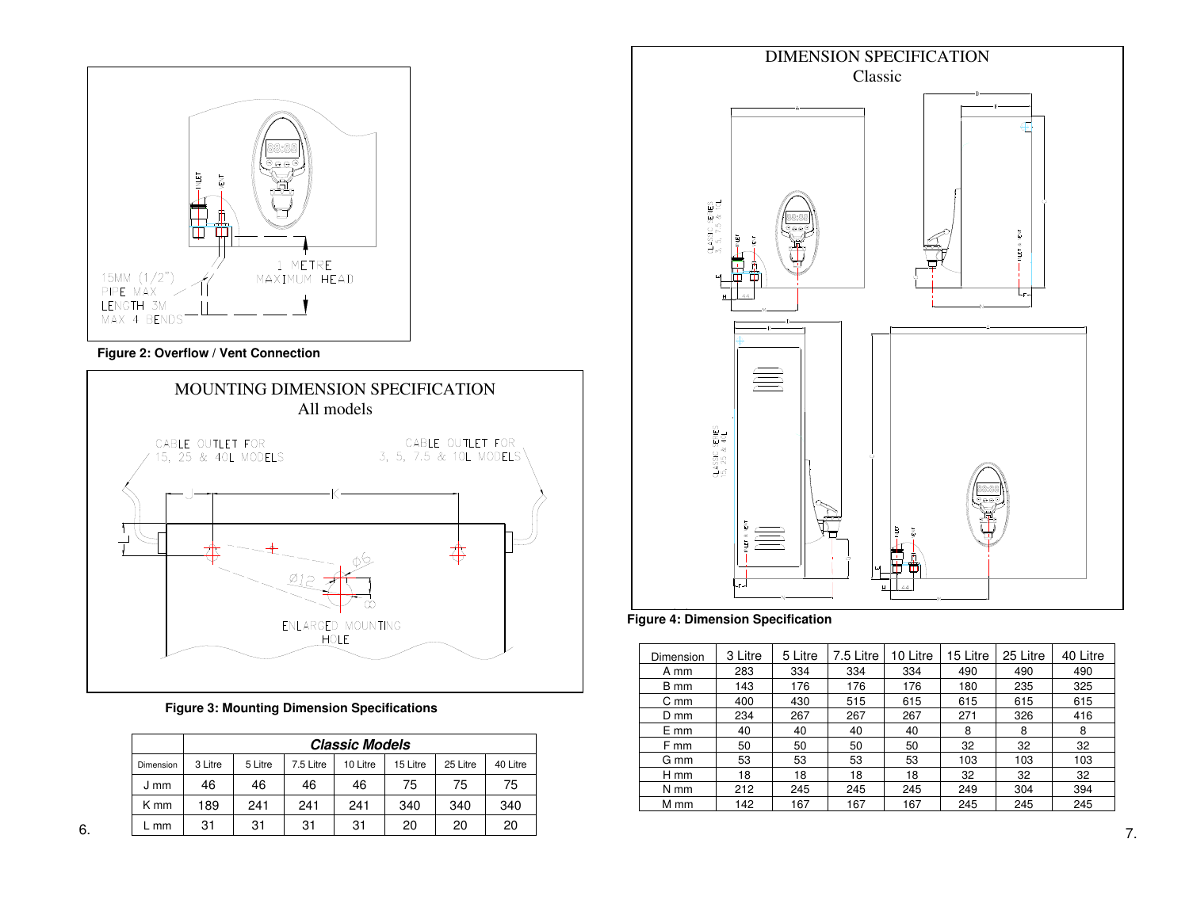15MM (1/2")
PIPE MAX
LENGTH 3M
MAX 4 BENDS

1 METRE
MAXIMUM HEAD

INLET

EXIT

**Figure 2: Overflow / Vent Connection**

MOUNTING DIMENSION SPECIFICATION
All models

CABLE OUTLET FOR
15, 25 & 40L MODELS

CABLE OUTLET FOR
3, 5, 7.5 & 10L MODELS

J

K

L

Ø12

Ø6

8

ENLARGED MOUNTING
HOLE

**Figure 3: Mounting Dimension Specifications**

| | ***Classic Models*** | | | | | | |
|---|---|---|---|---|---|---|---|
| Dimension | 3 Litre | 5 Litre | 7.5 Litre | 10 Litre | 15 Litre | 25 Litre | 40 Litre |
| J mm | 46 | 46 | 46 | 46 | 75 | 75 | 75 |
| K mm | 189 | 241 | 241 | 241 | 340 | 340 | 340 |
| L mm | 31 | 31 | 31 | 31 | 20 | 20 | 20 |

DIMENSION SPECIFICATION
Classic

CLASSIC SERIES
3, 5, 7.5 & 10L

CLASSIC SERIES
15, 25 & 40L

INLET

EXIT

INLET & VENT

44

**Figure 4: Dimension Specification**

| Dimension | 3 Litre | 5 Litre | 7.5 Litre | 10 Litre | 15 Litre | 25 Litre | 40 Litre |
|---|---|---|---|---|---|---|---|
| A mm | 283 | 334 | 334 | 334 | 490 | 490 | 490 |
| B mm | 143 | 176 | 176 | 176 | 180 | 235 | 325 |
| C mm | 400 | 430 | 515 | 615 | 615 | 615 | 615 |
| D mm | 234 | 267 | 267 | 267 | 271 | 326 | 416 |
| E mm | 40 | 40 | 40 | 40 | 8 | 8 | 8 |
| F mm | 50 | 50 | 50 | 50 | 32 | 32 | 32 |
| G mm | 53 | 53 | 53 | 53 | 103 | 103 | 103 |
| H mm | 18 | 18 | 18 | 18 | 32 | 32 | 32 |
| N mm | 212 | 245 | 245 | 245 | 249 | 304 | 394 |
| M mm | 142 | 167 | 167 | 167 | 245 | 245 | 245 |